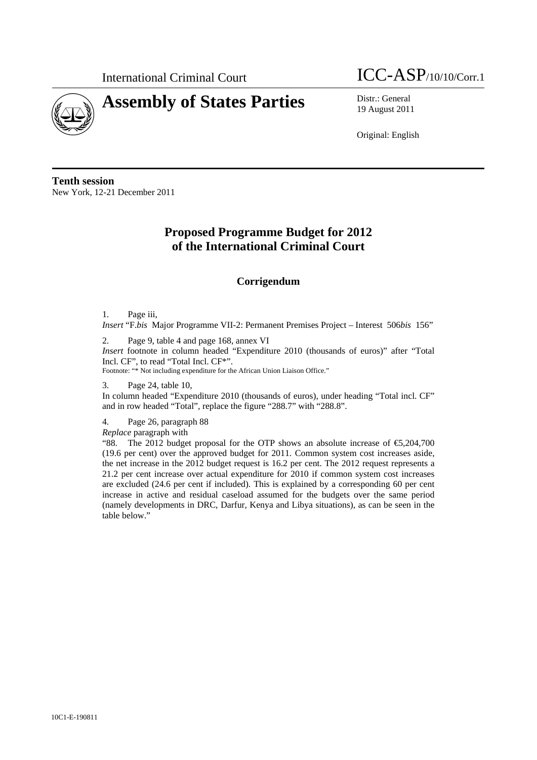International Criminal Court

ICC-ASP/10/10/Corr.1

# Assembly of States Parties

Distr.: General
19 August 2011

Original: English

**Tenth session**
New York, 12-21 December 2011

## Proposed Programme Budget for 2012 of the International Criminal Court

### Corrigendum

1. Page iii,
*Insert* "F.*bis* Major Programme VII-2: Permanent Premises Project – Interest 506*bis* 156"

2. Page 9, table 4 and page 168, annex VI
*Insert* footnote in column headed "Expenditure 2010 (thousands of euros)" after "Total Incl. CF", to read "Total Incl. CF*".
Footnote: "* Not including expenditure for the African Union Liaison Office."

3. Page 24, table 10,
In column headed "Expenditure 2010 (thousands of euros), under heading "Total incl. CF" and in row headed "Total", replace the figure "288.7" with "288.8".

4. Page 26, paragraph 88
*Replace* paragraph with
"88. The 2012 budget proposal for the OTP shows an absolute increase of €5,204,700 (19.6 per cent) over the approved budget for 2011. Common system cost increases aside, the net increase in the 2012 budget request is 16.2 per cent. The 2012 request represents a 21.2 per cent increase over actual expenditure for 2010 if common system cost increases are excluded (24.6 per cent if included). This is explained by a corresponding 60 per cent increase in active and residual caseload assumed for the budgets over the same period (namely developments in DRC, Darfur, Kenya and Libya situations), as can be seen in the table below."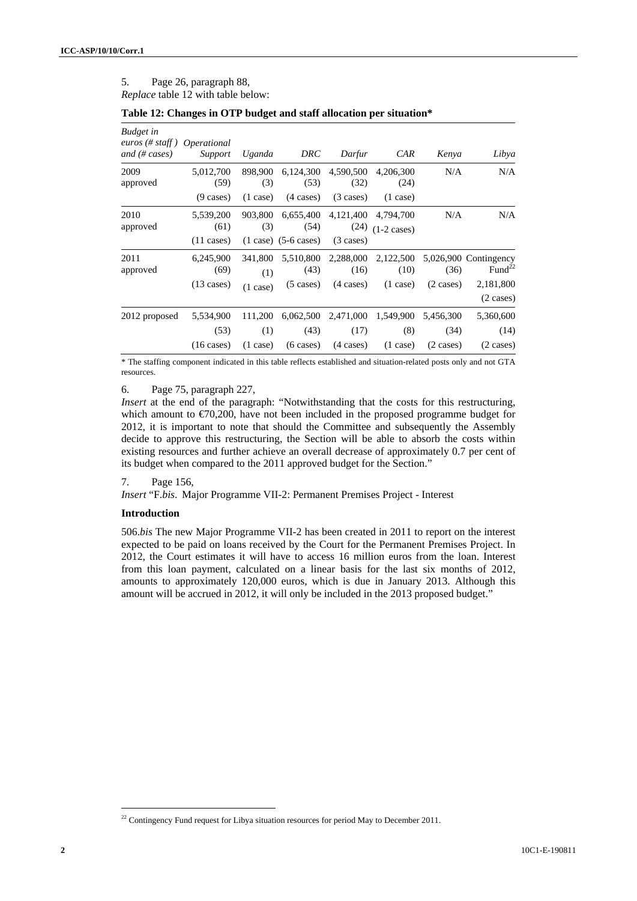5. Page 26, paragraph 88,

*Replace* table 12 with table below:

**Table 12: Changes in OTP budget and staff allocation per situation***

| *Budget in euros (# staff) and (# cases)* | *Operational Support* | *Uganda* | *DRC* | *Darfur* | *CAR* | *Kenya* | *Libya* |
|---|---|---|---|---|---|---|---|
| 2009 approved | 5,012,700 (59) (9 cases) | 898,900 (3) (1 case) | 6,124,300 (53) (4 cases) | 4,590,500 (32) (3 cases) | 4,206,300 (24) (1 case) | N/A | N/A |
| 2010 approved | 5,539,200 (61) (11 cases) | 903,800 (3) (1 case) | 6,655,400 (54) (5-6 cases) | 4,121,400 (24) (3 cases) | 4,794,700 (1-2 cases) | N/A | N/A |
| 2011 approved | 6,245,900 (69) (13 cases) | 341,800 (1) (1 case) | 5,510,800 (43) (5 cases) | 2,288,000 (16) (4 cases) | 2,122,500 (10) (1 case) | 5,026,900 (36) (2 cases) | Contingency Fund[22] 2,181,800 (2 cases) |
| 2012 proposed | 5,534,900 (53) (16 cases) | 111,200 (1) (1 case) | 6,062,500 (43) (6 cases) | 2,471,000 (17) (4 cases) | 1,549,900 (8) (1 case) | 5,456,300 (34) (2 cases) | 5,360,600 (14) (2 cases) |

\* The staffing component indicated in this table reflects established and situation-related posts only and not GTA resources.

6. Page 75, paragraph 227,

*Insert* at the end of the paragraph: "Notwithstanding that the costs for this restructuring, which amount to €70,200, have not been included in the proposed programme budget for 2012, it is important to note that should the Committee and subsequently the Assembly decide to approve this restructuring, the Section will be able to absorb the costs within existing resources and further achieve an overall decrease of approximately 0.7 per cent of its budget when compared to the 2011 approved budget for the Section."

7. Page 156,

*Insert* "F.*bis*. Major Programme VII-2: Permanent Premises Project - Interest

**Introduction**

506.*bis* The new Major Programme VII-2 has been created in 2011 to report on the interest expected to be paid on loans received by the Court for the Permanent Premises Project. In 2012, the Court estimates it will have to access 16 million euros from the loan. Interest from this loan payment, calculated on a linear basis for the last six months of 2012, amounts to approximately 120,000 euros, which is due in January 2013. Although this amount will be accrued in 2012, it will only be included in the 2013 proposed budget."

[22] Contingency Fund request for Libya situation resources for period May to December 2011.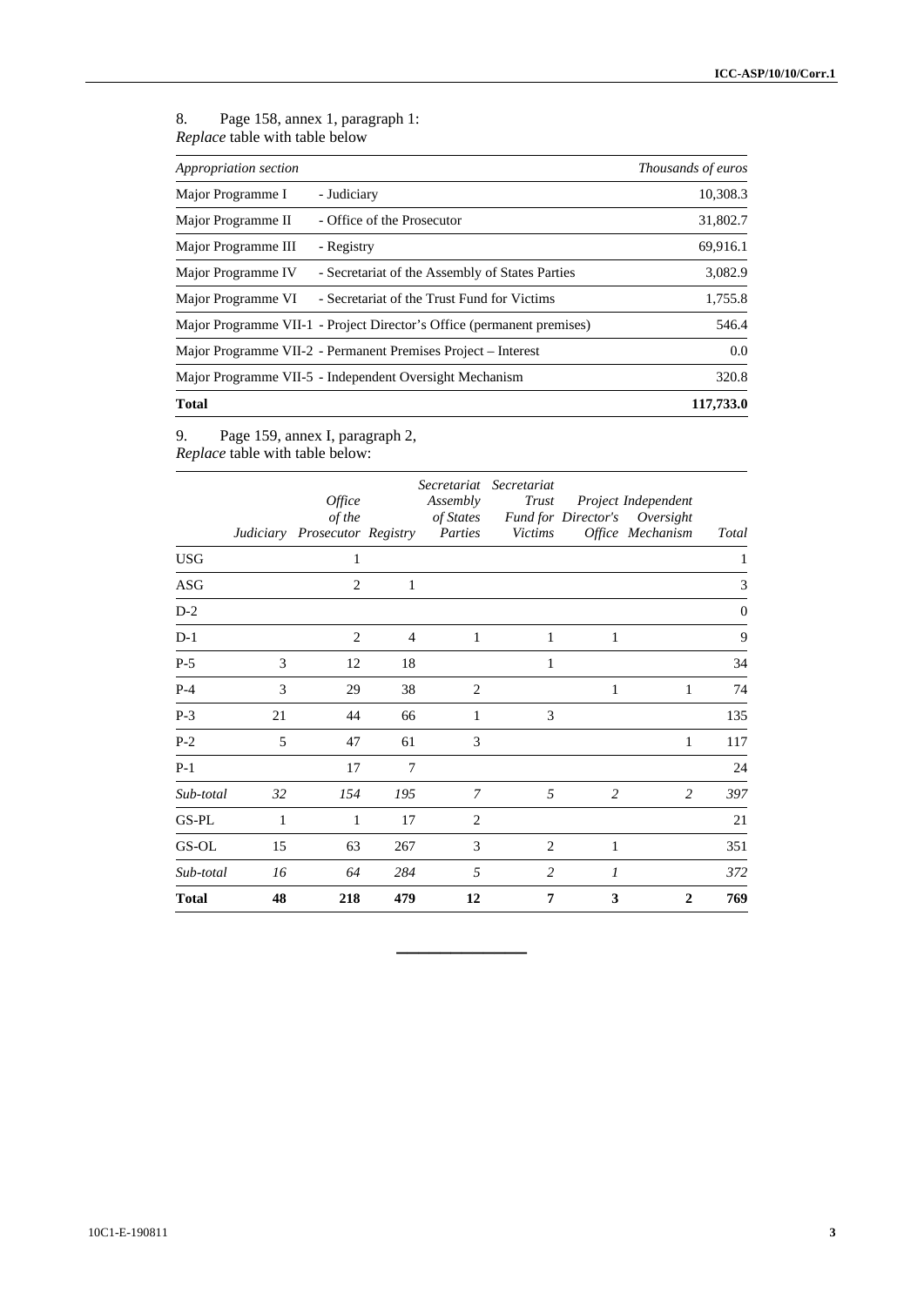8. Page 158, annex 1, paragraph 1:
*Replace* table with table below

| *Appropriation section* | *Thousands of euros* |
|---|---|
| Major Programme I - Judiciary | 10,308.3 |
| Major Programme II - Office of the Prosecutor | 31,802.7 |
| Major Programme III - Registry | 69,916.1 |
| Major Programme IV - Secretariat of the Assembly of States Parties | 3,082.9 |
| Major Programme VI - Secretariat of the Trust Fund for Victims | 1,755.8 |
| Major Programme VII-1 - Project Director's Office (permanent premises) | 546.4 |
| Major Programme VII-2 - Permanent Premises Project – Interest | 0.0 |
| Major Programme VII-5 - Independent Oversight Mechanism | 320.8 |
| **Total** | **117,733.0** |

9. Page 159, annex I, paragraph 2,
*Replace* table with table below:

| | *Judiciary* | *Office of the Prosecutor* | *Registry* | *Secretariat Assembly of States Parties* | *Secretariat Trust Fund for Victims* | *Project Director's Office* | *Independent Oversight Mechanism* | *Total* |
|---|---|---|---|---|---|---|---|---|
| USG | | 1 | | | | | | 1 |
| ASG | | 2 | 1 | | | | | 3 |
| D-2 | | | | | | | | 0 |
| D-1 | | 2 | 4 | 1 | 1 | 1 | | 9 |
| P-5 | 3 | 12 | 18 | | 1 | | | 34 |
| P-4 | 3 | 29 | 38 | 2 | | 1 | 1 | 74 |
| P-3 | 21 | 44 | 66 | 1 | 3 | | | 135 |
| P-2 | 5 | 47 | 61 | 3 | | | 1 | 117 |
| P-1 | | 17 | 7 | | | | | 24 |
| *Sub-total* | *32* | *154* | *195* | *7* | *5* | *2* | *2* | *397* |
| GS-PL | 1 | 1 | 17 | 2 | | | | 21 |
| GS-OL | 15 | 63 | 267 | 3 | 2 | 1 | | 351 |
| *Sub-total* | *16* | *64* | *284* | *5* | *2* | *1* | | *372* |
| **Total** | **48** | **218** | **479** | **12** | **7** | **3** | **2** | **769** |